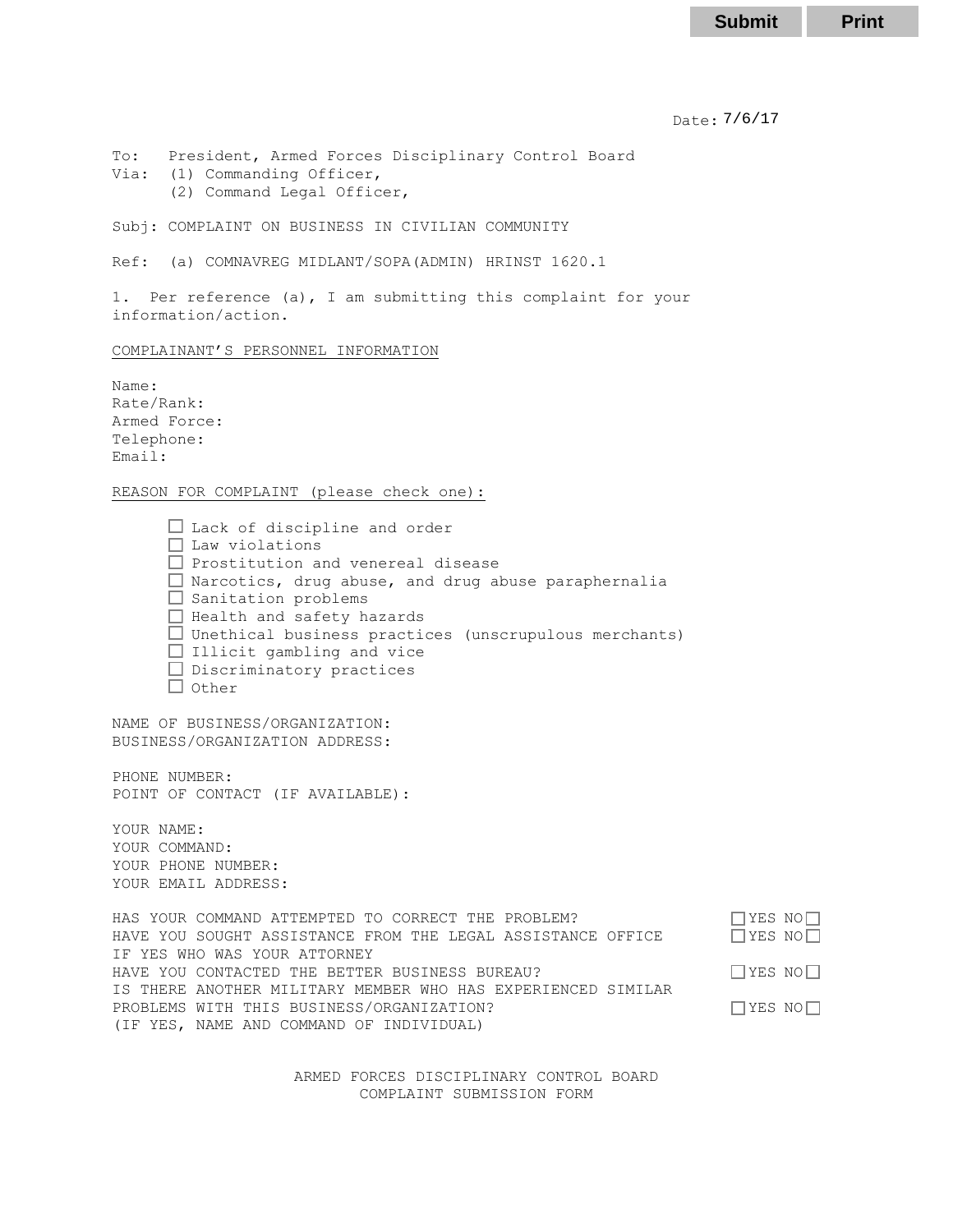Submit Print

Date: 7/6/17

To: President, Armed Forces Disciplinary Control Board
Via: (1) Commanding Officer,
(2) Command Legal Officer,

Subj: COMPLAINT ON BUSINESS IN CIVILIAN COMMUNITY

Ref: (a) COMNAVREG MIDLANT/SOPA(ADMIN) HRINST 1620.1

1. Per reference (a), I am submitting this complaint for your information/action.

COMPLAINANT'S PERSONNEL INFORMATION

Name:
Rate/Rank:
Armed Force:
Telephone:
Email:

REASON FOR COMPLAINT (please check one):

- ☐ Lack of discipline and order
- ☐ Law violations
- ☐ Prostitution and venereal disease
- ☐ Narcotics, drug abuse, and drug abuse paraphernalia
- ☐ Sanitation problems
- ☐ Health and safety hazards
- ☐ Unethical business practices (unscrupulous merchants)
- ☐ Illicit gambling and vice
- ☐ Discriminatory practices
- ☐ Other

NAME OF BUSINESS/ORGANIZATION:
BUSINESS/ORGANIZATION ADDRESS:

PHONE NUMBER:
POINT OF CONTACT (IF AVAILABLE):

YOUR NAME:
YOUR COMMAND:
YOUR PHONE NUMBER:
YOUR EMAIL ADDRESS:

HAS YOUR COMMAND ATTEMPTED TO CORRECT THE PROBLEM? ☐YES NO☐
HAVE YOU SOUGHT ASSISTANCE FROM THE LEGAL ASSISTANCE OFFICE ☐YES NO☐
IF YES WHO WAS YOUR ATTORNEY
HAVE YOU CONTACTED THE BETTER BUSINESS BUREAU? ☐YES NO☐
IS THERE ANOTHER MILITARY MEMBER WHO HAS EXPERIENCED SIMILAR PROBLEMS WITH THIS BUSINESS/ORGANIZATION? ☐YES NO☐
(IF YES, NAME AND COMMAND OF INDIVIDUAL)

ARMED FORCES DISCIPLINARY CONTROL BOARD
COMPLAINT SUBMISSION FORM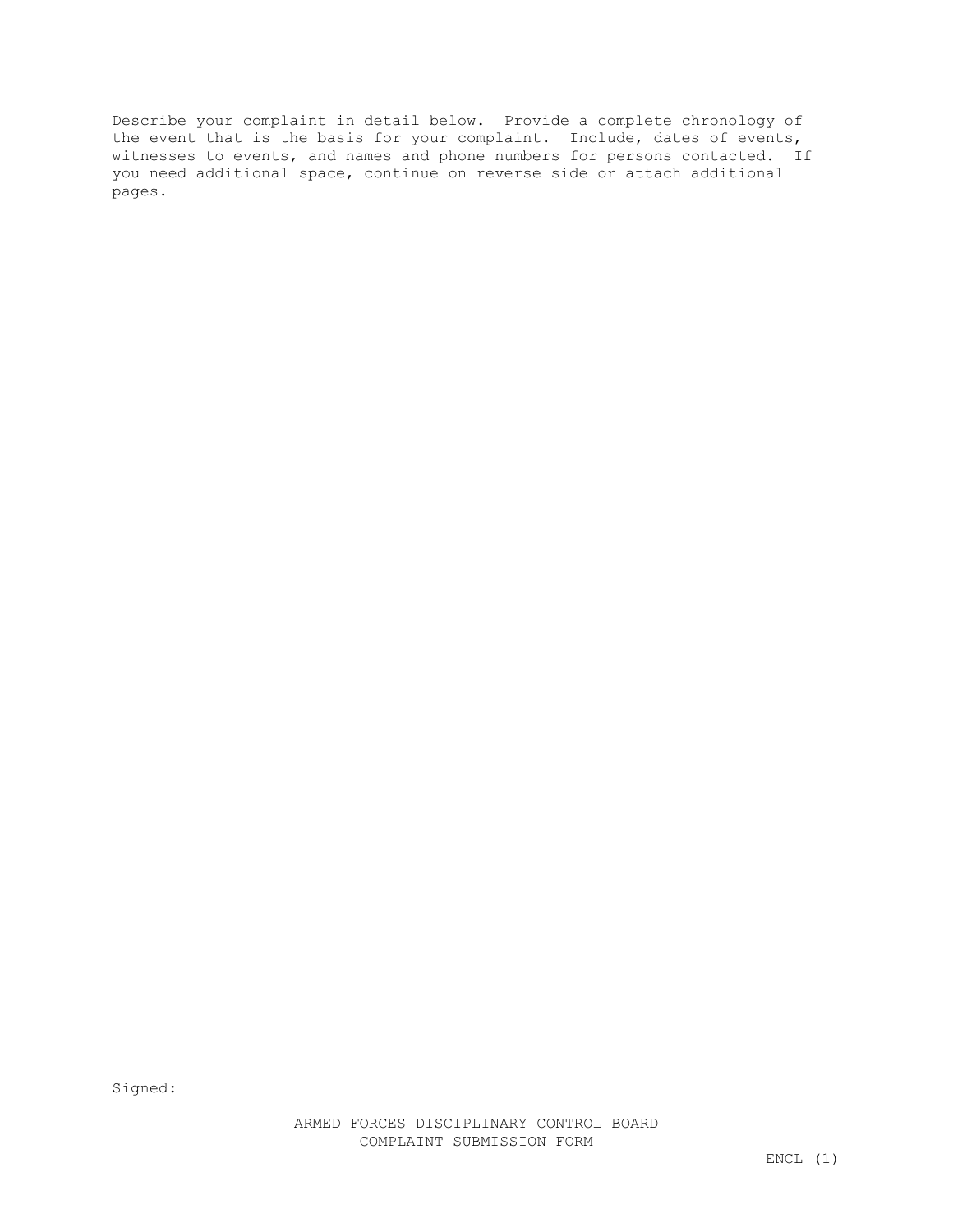Describe your complaint in detail below. Provide a complete chronology of the event that is the basis for your complaint. Include, dates of events, witnesses to events, and names and phone numbers for persons contacted. If you need additional space, continue on reverse side or attach additional pages.

Signed:

ARMED FORCES DISCIPLINARY CONTROL BOARD
COMPLAINT SUBMISSION FORM

ENCL (1)